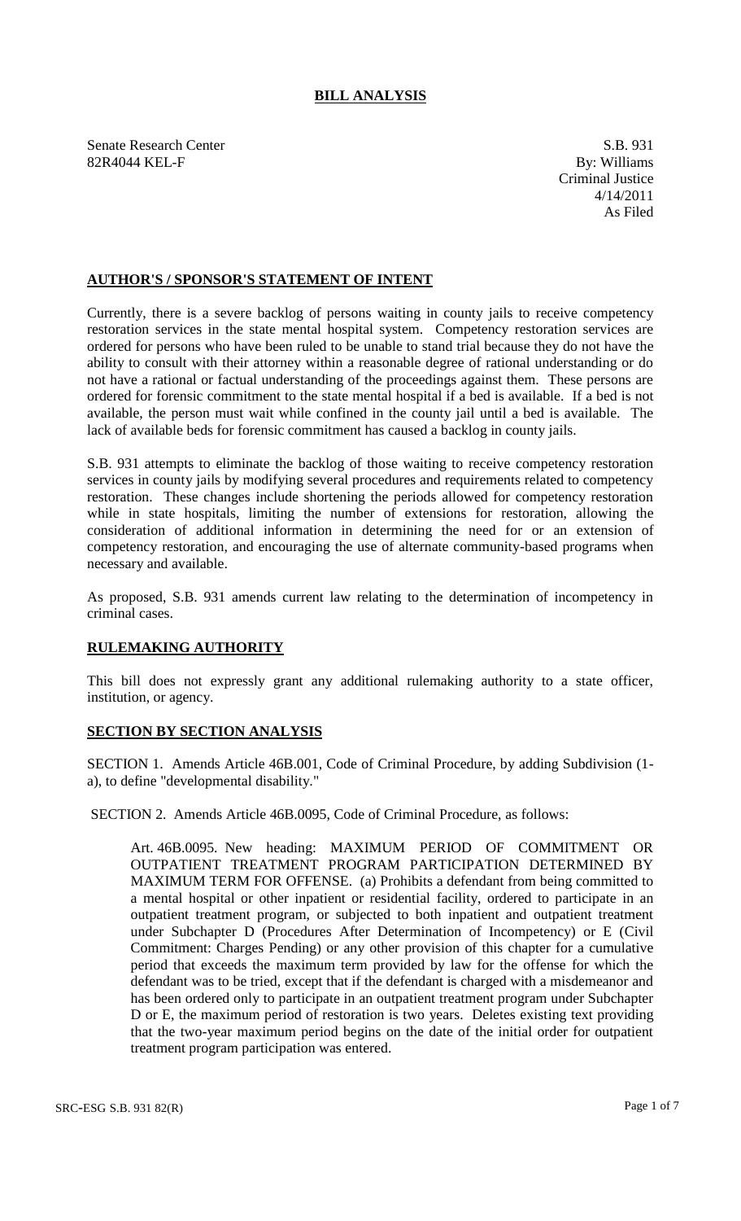# BILL ANALYSIS

Senate Research Center
82R4044 KEL-F

S.B. 931
By: Williams
Criminal Justice
4/14/2011
As Filed

## AUTHOR'S / SPONSOR'S STATEMENT OF INTENT

Currently, there is a severe backlog of persons waiting in county jails to receive competency restoration services in the state mental hospital system. Competency restoration services are ordered for persons who have been ruled to be unable to stand trial because they do not have the ability to consult with their attorney within a reasonable degree of rational understanding or do not have a rational or factual understanding of the proceedings against them. These persons are ordered for forensic commitment to the state mental hospital if a bed is available. If a bed is not available, the person must wait while confined in the county jail until a bed is available. The lack of available beds for forensic commitment has caused a backlog in county jails.

S.B. 931 attempts to eliminate the backlog of those waiting to receive competency restoration services in county jails by modifying several procedures and requirements related to competency restoration. These changes include shortening the periods allowed for competency restoration while in state hospitals, limiting the number of extensions for restoration, allowing the consideration of additional information in determining the need for or an extension of competency restoration, and encouraging the use of alternate community-based programs when necessary and available.

As proposed, S.B. 931 amends current law relating to the determination of incompetency in criminal cases.

## RULEMAKING AUTHORITY

This bill does not expressly grant any additional rulemaking authority to a state officer, institution, or agency.

## SECTION BY SECTION ANALYSIS

SECTION 1. Amends Article 46B.001, Code of Criminal Procedure, by adding Subdivision (1-a), to define "developmental disability."

SECTION 2. Amends Article 46B.0095, Code of Criminal Procedure, as follows:

Art. 46B.0095. New heading: MAXIMUM PERIOD OF COMMITMENT OR OUTPATIENT TREATMENT PROGRAM PARTICIPATION DETERMINED BY MAXIMUM TERM FOR OFFENSE. (a) Prohibits a defendant from being committed to a mental hospital or other inpatient or residential facility, ordered to participate in an outpatient treatment program, or subjected to both inpatient and outpatient treatment under Subchapter D (Procedures After Determination of Incompetency) or E (Civil Commitment: Charges Pending) or any other provision of this chapter for a cumulative period that exceeds the maximum term provided by law for the offense for which the defendant was to be tried, except that if the defendant is charged with a misdemeanor and has been ordered only to participate in an outpatient treatment program under Subchapter D or E, the maximum period of restoration is two years. Deletes existing text providing that the two-year maximum period begins on the date of the initial order for outpatient treatment program participation was entered.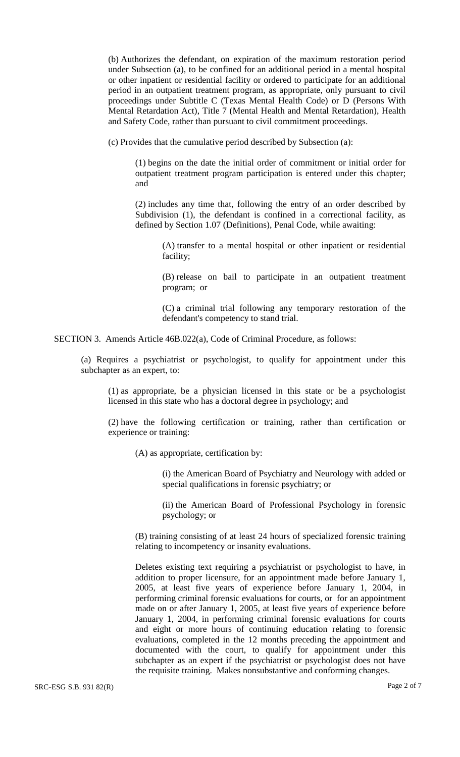(b) Authorizes the defendant, on expiration of the maximum restoration period under Subsection (a), to be confined for an additional period in a mental hospital or other inpatient or residential facility or ordered to participate for an additional period in an outpatient treatment program, as appropriate, only pursuant to civil proceedings under Subtitle C (Texas Mental Health Code) or D (Persons With Mental Retardation Act), Title 7 (Mental Health and Mental Retardation), Health and Safety Code, rather than pursuant to civil commitment proceedings.

(c) Provides that the cumulative period described by Subsection (a):

(1) begins on the date the initial order of commitment or initial order for outpatient treatment program participation is entered under this chapter; and

(2) includes any time that, following the entry of an order described by Subdivision (1), the defendant is confined in a correctional facility, as defined by Section 1.07 (Definitions), Penal Code, while awaiting:

(A) transfer to a mental hospital or other inpatient or residential facility;

(B) release on bail to participate in an outpatient treatment program; or

(C) a criminal trial following any temporary restoration of the defendant's competency to stand trial.

SECTION 3. Amends Article 46B.022(a), Code of Criminal Procedure, as follows:

(a) Requires a psychiatrist or psychologist, to qualify for appointment under this subchapter as an expert, to:

(1) as appropriate, be a physician licensed in this state or be a psychologist licensed in this state who has a doctoral degree in psychology; and

(2) have the following certification or training, rather than certification or experience or training:

(A) as appropriate, certification by:

(i) the American Board of Psychiatry and Neurology with added or special qualifications in forensic psychiatry; or

(ii) the American Board of Professional Psychology in forensic psychology; or

(B) training consisting of at least 24 hours of specialized forensic training relating to incompetency or insanity evaluations.

Deletes existing text requiring a psychiatrist or psychologist to have, in addition to proper licensure, for an appointment made before January 1, 2005, at least five years of experience before January 1, 2004, in performing criminal forensic evaluations for courts, or for an appointment made on or after January 1, 2005, at least five years of experience before January 1, 2004, in performing criminal forensic evaluations for courts and eight or more hours of continuing education relating to forensic evaluations, completed in the 12 months preceding the appointment and documented with the court, to qualify for appointment under this subchapter as an expert if the psychiatrist or psychologist does not have the requisite training. Makes nonsubstantive and conforming changes.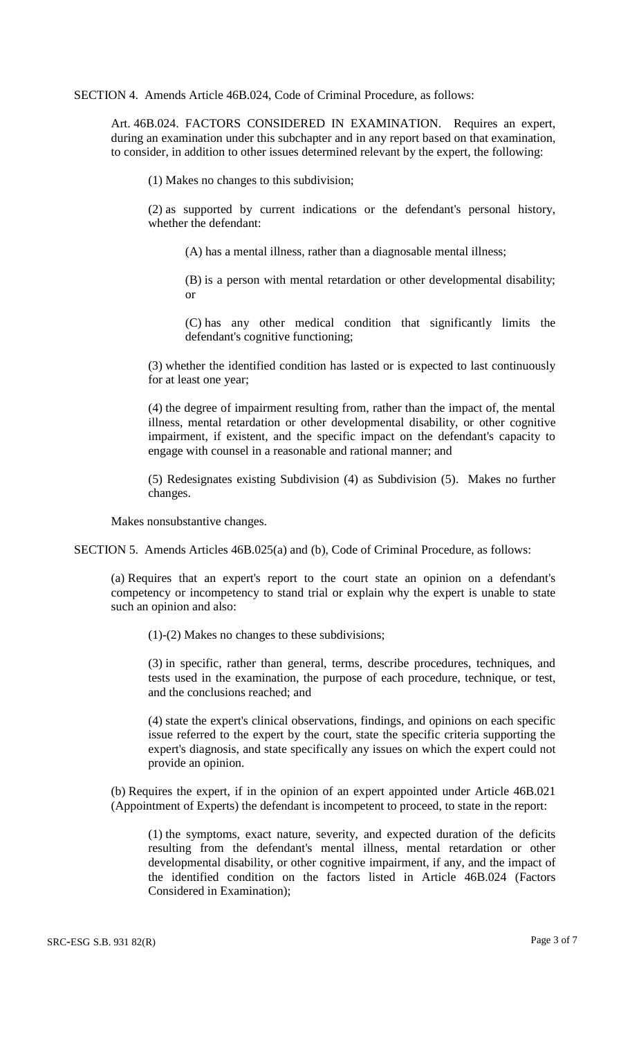SECTION 4. Amends Article 46B.024, Code of Criminal Procedure, as follows:

Art. 46B.024. FACTORS CONSIDERED IN EXAMINATION. Requires an expert, during an examination under this subchapter and in any report based on that examination, to consider, in addition to other issues determined relevant by the expert, the following:

(1) Makes no changes to this subdivision;

(2) as supported by current indications or the defendant's personal history, whether the defendant:

(A) has a mental illness, rather than a diagnosable mental illness;

(B) is a person with mental retardation or other developmental disability; or

(C) has any other medical condition that significantly limits the defendant's cognitive functioning;

(3) whether the identified condition has lasted or is expected to last continuously for at least one year;

(4) the degree of impairment resulting from, rather than the impact of, the mental illness, mental retardation or other developmental disability, or other cognitive impairment, if existent, and the specific impact on the defendant's capacity to engage with counsel in a reasonable and rational manner; and

(5) Redesignates existing Subdivision (4) as Subdivision (5). Makes no further changes.

Makes nonsubstantive changes.

SECTION 5. Amends Articles 46B.025(a) and (b), Code of Criminal Procedure, as follows:

(a) Requires that an expert's report to the court state an opinion on a defendant's competency or incompetency to stand trial or explain why the expert is unable to state such an opinion and also:

(1)-(2) Makes no changes to these subdivisions;

(3) in specific, rather than general, terms, describe procedures, techniques, and tests used in the examination, the purpose of each procedure, technique, or test, and the conclusions reached; and

(4) state the expert's clinical observations, findings, and opinions on each specific issue referred to the expert by the court, state the specific criteria supporting the expert's diagnosis, and state specifically any issues on which the expert could not provide an opinion.

(b) Requires the expert, if in the opinion of an expert appointed under Article 46B.021 (Appointment of Experts) the defendant is incompetent to proceed, to state in the report:

(1) the symptoms, exact nature, severity, and expected duration of the deficits resulting from the defendant's mental illness, mental retardation or other developmental disability, or other cognitive impairment, if any, and the impact of the identified condition on the factors listed in Article 46B.024 (Factors Considered in Examination);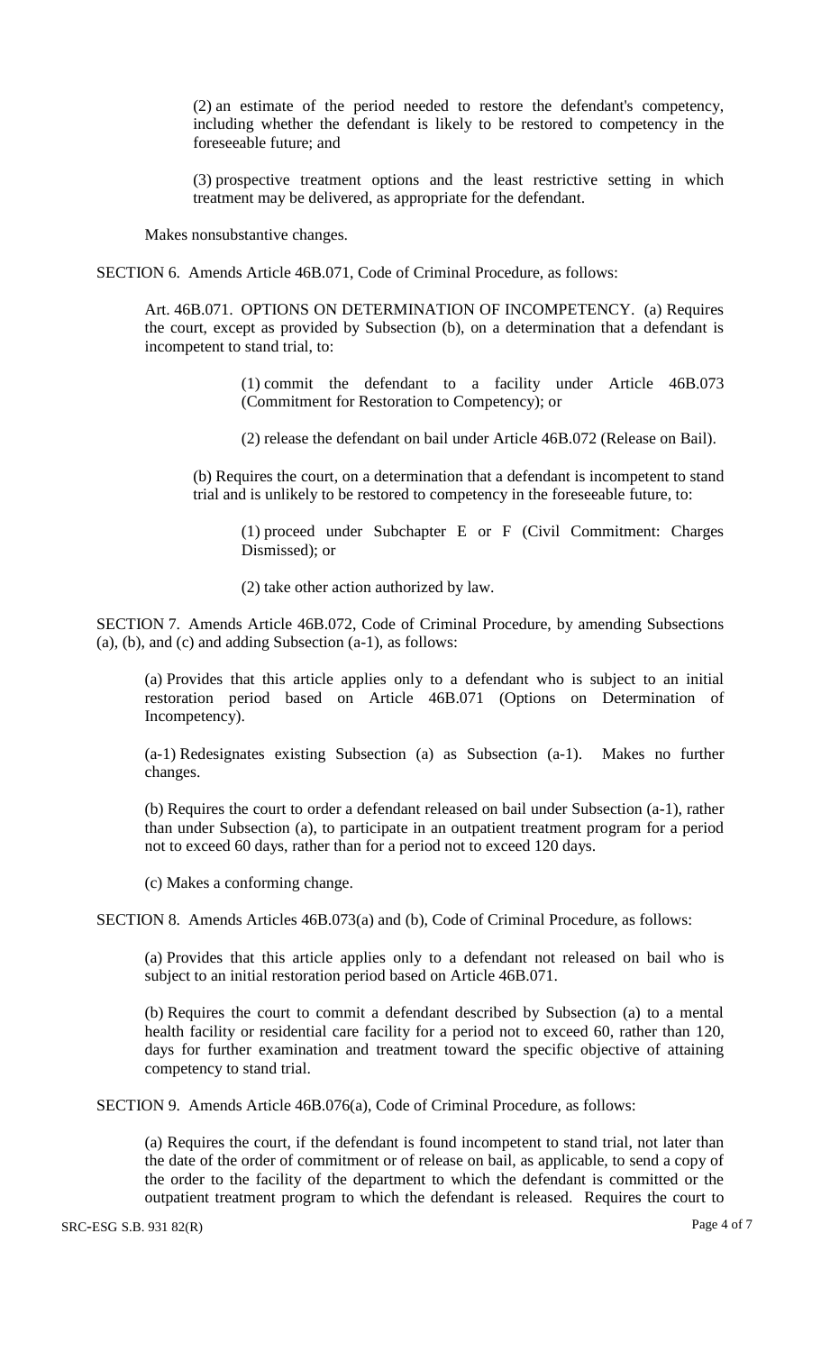(2) an estimate of the period needed to restore the defendant's competency, including whether the defendant is likely to be restored to competency in the foreseeable future; and

(3) prospective treatment options and the least restrictive setting in which treatment may be delivered, as appropriate for the defendant.

Makes nonsubstantive changes.

SECTION 6. Amends Article 46B.071, Code of Criminal Procedure, as follows:

Art. 46B.071. OPTIONS ON DETERMINATION OF INCOMPETENCY. (a) Requires the court, except as provided by Subsection (b), on a determination that a defendant is incompetent to stand trial, to:

(1) commit the defendant to a facility under Article 46B.073 (Commitment for Restoration to Competency); or

(2) release the defendant on bail under Article 46B.072 (Release on Bail).

(b) Requires the court, on a determination that a defendant is incompetent to stand trial and is unlikely to be restored to competency in the foreseeable future, to:

(1) proceed under Subchapter E or F (Civil Commitment: Charges Dismissed); or

(2) take other action authorized by law.

SECTION 7. Amends Article 46B.072, Code of Criminal Procedure, by amending Subsections (a), (b), and (c) and adding Subsection (a-1), as follows:

(a) Provides that this article applies only to a defendant who is subject to an initial restoration period based on Article 46B.071 (Options on Determination of Incompetency).

(a-1) Redesignates existing Subsection (a) as Subsection (a-1). Makes no further changes.

(b) Requires the court to order a defendant released on bail under Subsection (a-1), rather than under Subsection (a), to participate in an outpatient treatment program for a period not to exceed 60 days, rather than for a period not to exceed 120 days.

(c) Makes a conforming change.

SECTION 8. Amends Articles 46B.073(a) and (b), Code of Criminal Procedure, as follows:

(a) Provides that this article applies only to a defendant not released on bail who is subject to an initial restoration period based on Article 46B.071.

(b) Requires the court to commit a defendant described by Subsection (a) to a mental health facility or residential care facility for a period not to exceed 60, rather than 120, days for further examination and treatment toward the specific objective of attaining competency to stand trial.

SECTION 9. Amends Article 46B.076(a), Code of Criminal Procedure, as follows:

(a) Requires the court, if the defendant is found incompetent to stand trial, not later than the date of the order of commitment or of release on bail, as applicable, to send a copy of the order to the facility of the department to which the defendant is committed or the outpatient treatment program to which the defendant is released. Requires the court to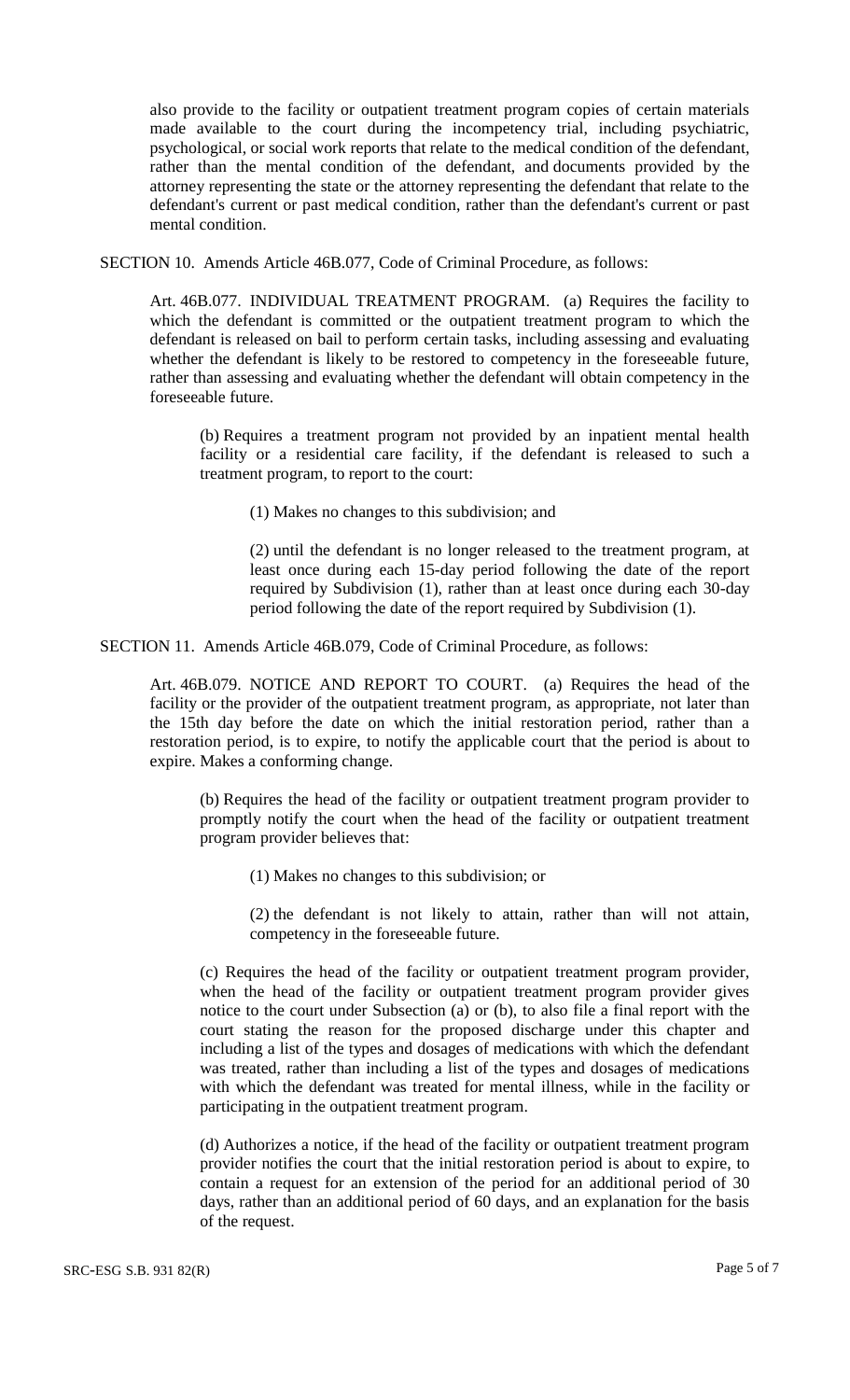also provide to the facility or outpatient treatment program copies of certain materials made available to the court during the incompetency trial, including psychiatric, psychological, or social work reports that relate to the medical condition of the defendant, rather than the mental condition of the defendant, and documents provided by the attorney representing the state or the attorney representing the defendant that relate to the defendant's current or past medical condition, rather than the defendant's current or past mental condition.

SECTION 10. Amends Article 46B.077, Code of Criminal Procedure, as follows:

Art. 46B.077. INDIVIDUAL TREATMENT PROGRAM. (a) Requires the facility to which the defendant is committed or the outpatient treatment program to which the defendant is released on bail to perform certain tasks, including assessing and evaluating whether the defendant is likely to be restored to competency in the foreseeable future, rather than assessing and evaluating whether the defendant will obtain competency in the foreseeable future.

(b) Requires a treatment program not provided by an inpatient mental health facility or a residential care facility, if the defendant is released to such a treatment program, to report to the court:

(1) Makes no changes to this subdivision; and

(2) until the defendant is no longer released to the treatment program, at least once during each 15-day period following the date of the report required by Subdivision (1), rather than at least once during each 30-day period following the date of the report required by Subdivision (1).

SECTION 11. Amends Article 46B.079, Code of Criminal Procedure, as follows:

Art. 46B.079. NOTICE AND REPORT TO COURT. (a) Requires the head of the facility or the provider of the outpatient treatment program, as appropriate, not later than the 15th day before the date on which the initial restoration period, rather than a restoration period, is to expire, to notify the applicable court that the period is about to expire. Makes a conforming change.

(b) Requires the head of the facility or outpatient treatment program provider to promptly notify the court when the head of the facility or outpatient treatment program provider believes that:

(1) Makes no changes to this subdivision; or

(2) the defendant is not likely to attain, rather than will not attain, competency in the foreseeable future.

(c) Requires the head of the facility or outpatient treatment program provider, when the head of the facility or outpatient treatment program provider gives notice to the court under Subsection (a) or (b), to also file a final report with the court stating the reason for the proposed discharge under this chapter and including a list of the types and dosages of medications with which the defendant was treated, rather than including a list of the types and dosages of medications with which the defendant was treated for mental illness, while in the facility or participating in the outpatient treatment program.

(d) Authorizes a notice, if the head of the facility or outpatient treatment program provider notifies the court that the initial restoration period is about to expire, to contain a request for an extension of the period for an additional period of 30 days, rather than an additional period of 60 days, and an explanation for the basis of the request.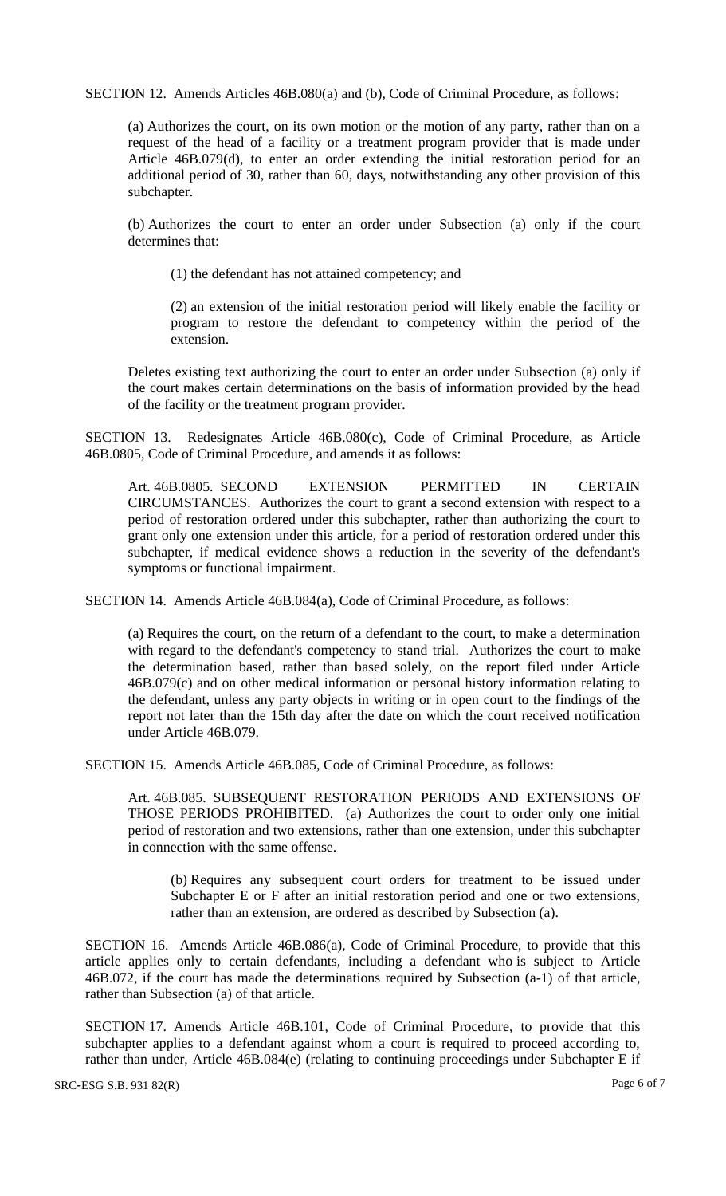SECTION 12. Amends Articles 46B.080(a) and (b), Code of Criminal Procedure, as follows:

(a) Authorizes the court, on its own motion or the motion of any party, rather than on a request of the head of a facility or a treatment program provider that is made under Article 46B.079(d), to enter an order extending the initial restoration period for an additional period of 30, rather than 60, days, notwithstanding any other provision of this subchapter.

(b) Authorizes the court to enter an order under Subsection (a) only if the court determines that:

(1) the defendant has not attained competency; and

(2) an extension of the initial restoration period will likely enable the facility or program to restore the defendant to competency within the period of the extension.

Deletes existing text authorizing the court to enter an order under Subsection (a) only if the court makes certain determinations on the basis of information provided by the head of the facility or the treatment program provider.

SECTION 13. Redesignates Article 46B.080(c), Code of Criminal Procedure, as Article 46B.0805, Code of Criminal Procedure, and amends it as follows:

Art. 46B.0805. SECOND EXTENSION PERMITTED IN CERTAIN CIRCUMSTANCES. Authorizes the court to grant a second extension with respect to a period of restoration ordered under this subchapter, rather than authorizing the court to grant only one extension under this article, for a period of restoration ordered under this subchapter, if medical evidence shows a reduction in the severity of the defendant's symptoms or functional impairment.

SECTION 14. Amends Article 46B.084(a), Code of Criminal Procedure, as follows:

(a) Requires the court, on the return of a defendant to the court, to make a determination with regard to the defendant's competency to stand trial. Authorizes the court to make the determination based, rather than based solely, on the report filed under Article 46B.079(c) and on other medical information or personal history information relating to the defendant, unless any party objects in writing or in open court to the findings of the report not later than the 15th day after the date on which the court received notification under Article 46B.079.

SECTION 15. Amends Article 46B.085, Code of Criminal Procedure, as follows:

Art. 46B.085. SUBSEQUENT RESTORATION PERIODS AND EXTENSIONS OF THOSE PERIODS PROHIBITED. (a) Authorizes the court to order only one initial period of restoration and two extensions, rather than one extension, under this subchapter in connection with the same offense.

(b) Requires any subsequent court orders for treatment to be issued under Subchapter E or F after an initial restoration period and one or two extensions, rather than an extension, are ordered as described by Subsection (a).

SECTION 16. Amends Article 46B.086(a), Code of Criminal Procedure, to provide that this article applies only to certain defendants, including a defendant who is subject to Article 46B.072, if the court has made the determinations required by Subsection (a-1) of that article, rather than Subsection (a) of that article.

SECTION 17. Amends Article 46B.101, Code of Criminal Procedure, to provide that this subchapter applies to a defendant against whom a court is required to proceed according to, rather than under, Article 46B.084(e) (relating to continuing proceedings under Subchapter E if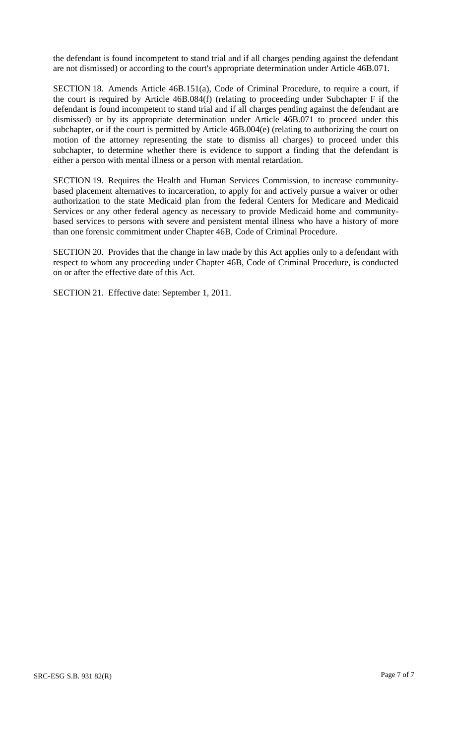the defendant is found incompetent to stand trial and if all charges pending against the defendant are not dismissed) or according to the court's appropriate determination under Article 46B.071.

SECTION 18. Amends Article 46B.151(a), Code of Criminal Procedure, to require a court, if the court is required by Article 46B.084(f) (relating to proceeding under Subchapter F if the defendant is found incompetent to stand trial and if all charges pending against the defendant are dismissed) or by its appropriate determination under Article 46B.071 to proceed under this subchapter, or if the court is permitted by Article 46B.004(e) (relating to authorizing the court on motion of the attorney representing the state to dismiss all charges) to proceed under this subchapter, to determine whether there is evidence to support a finding that the defendant is either a person with mental illness or a person with mental retardation.

SECTION 19. Requires the Health and Human Services Commission, to increase community-based placement alternatives to incarceration, to apply for and actively pursue a waiver or other authorization to the state Medicaid plan from the federal Centers for Medicare and Medicaid Services or any other federal agency as necessary to provide Medicaid home and community-based services to persons with severe and persistent mental illness who have a history of more than one forensic commitment under Chapter 46B, Code of Criminal Procedure.

SECTION 20. Provides that the change in law made by this Act applies only to a defendant with respect to whom any proceeding under Chapter 46B, Code of Criminal Procedure, is conducted on or after the effective date of this Act.

SECTION 21. Effective date: September 1, 2011.